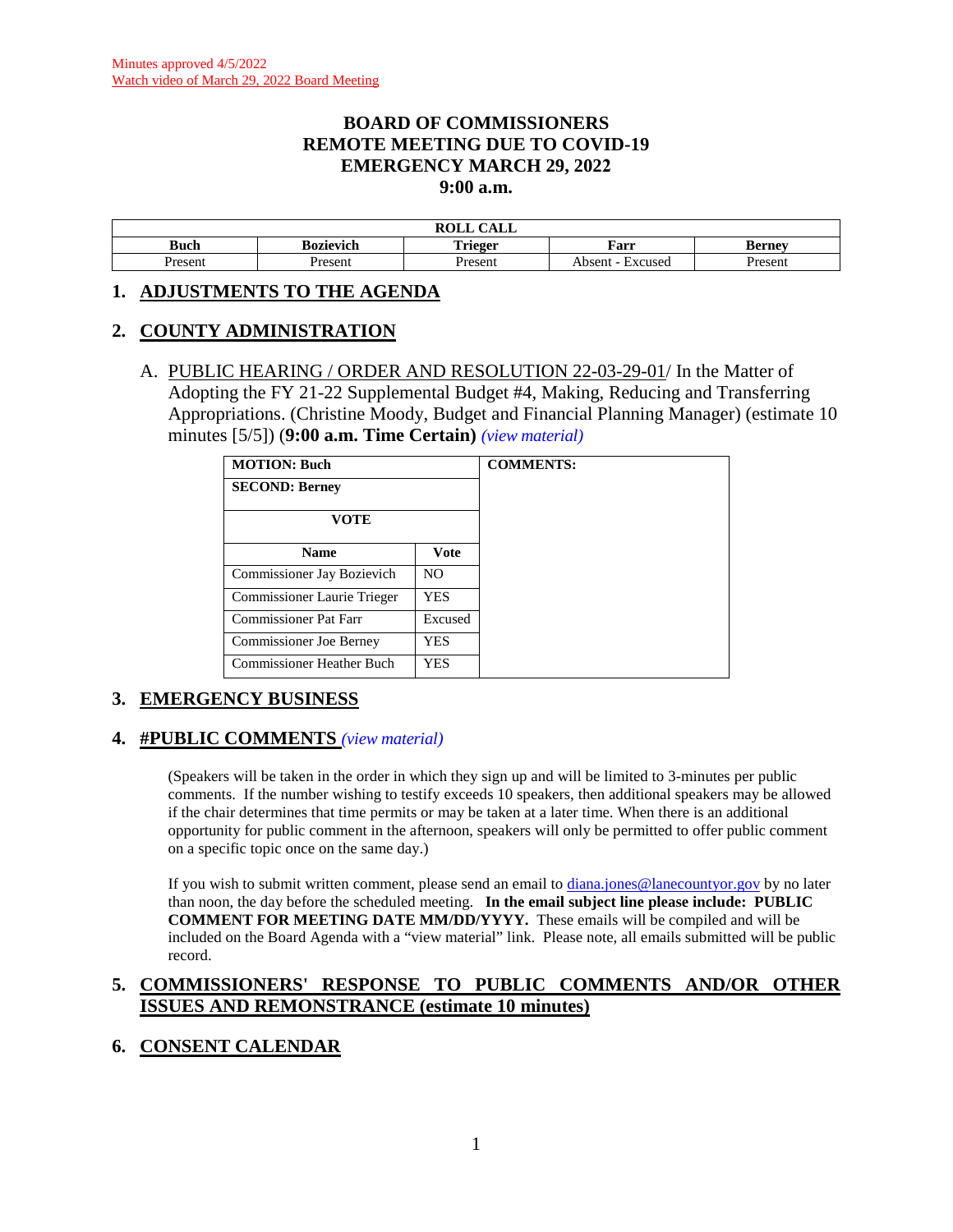Minutes approved 4/5/2022
Watch video of March 29, 2022 Board Meeting

# BOARD OF COMMISSIONERS
# REMOTE MEETING DUE TO COVID-19
# EMERGENCY MARCH 29, 2022
# 9:00 a.m.

| ROLL CALL | | | | |
|---|---|---|---|---|
| **Buch** | **Bozievich** | **Trieger** | **Farr** | **Berney** |
| Present | Present | Present | Absent - Excused | Present |

## 1. ADJUSTMENTS TO THE AGENDA

## 2. COUNTY ADMINISTRATION

A. PUBLIC HEARING / ORDER AND RESOLUTION 22-03-29-01/ In the Matter of Adopting the FY 21-22 Supplemental Budget #4, Making, Reducing and Transferring Appropriations. (Christine Moody, Budget and Financial Planning Manager) (estimate 10 minutes [5/5]) (**9:00 a.m. Time Certain**) *(view material)*

| MOTION: Buch | | COMMENTS: |
|---|---|---|
| **SECOND: Berney** | | |
| **VOTE** | | |
| **Name** | **Vote** | |
| Commissioner Jay Bozievich | NO | |
| Commissioner Laurie Trieger | YES | |
| Commissioner Pat Farr | Excused | |
| Commissioner Joe Berney | YES | |
| Commissioner Heather Buch | YES | |

## 3. EMERGENCY BUSINESS

## 4. #PUBLIC COMMENTS *(view material)*

(Speakers will be taken in the order in which they sign up and will be limited to 3-minutes per public comments. If the number wishing to testify exceeds 10 speakers, then additional speakers may be allowed if the chair determines that time permits or may be taken at a later time. When there is an additional opportunity for public comment in the afternoon, speakers will only be permitted to offer public comment on a specific topic once on the same day.)

If you wish to submit written comment, please send an email to diana.jones@lanecountyor.gov by no later than noon, the day before the scheduled meeting. **In the email subject line please include: PUBLIC COMMENT FOR MEETING DATE MM/DD/YYYY.** These emails will be compiled and will be included on the Board Agenda with a "view material" link. Please note, all emails submitted will be public record.

## 5. COMMISSIONERS' RESPONSE TO PUBLIC COMMENTS AND/OR OTHER ISSUES AND REMONSTRANCE (estimate 10 minutes)

## 6. CONSENT CALENDAR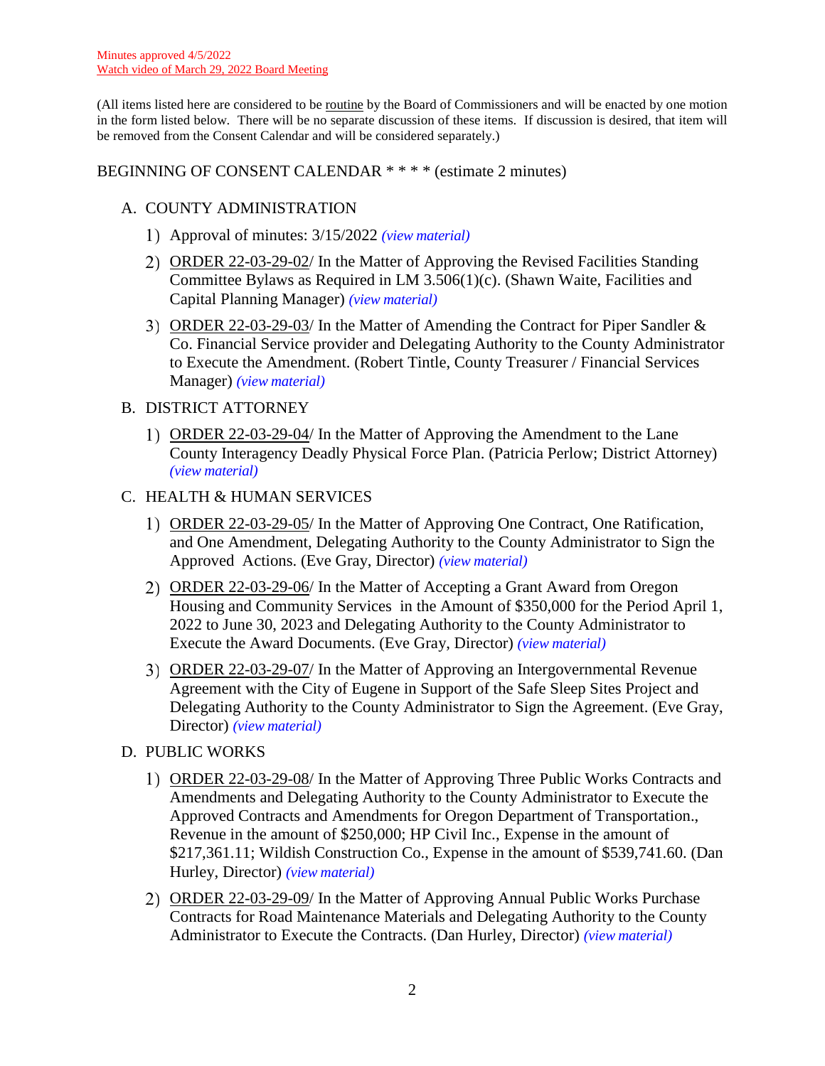Minutes approved 4/5/2022
Watch video of March 29, 2022 Board Meeting

(All items listed here are considered to be routine by the Board of Commissioners and will be enacted by one motion in the form listed below. There will be no separate discussion of these items. If discussion is desired, that item will be removed from the Consent Calendar and will be considered separately.)

BEGINNING OF CONSENT CALENDAR * * * * (estimate 2 minutes)

A. COUNTY ADMINISTRATION

1) Approval of minutes: 3/15/2022 *(view material)*

2) ORDER 22-03-29-02/ In the Matter of Approving the Revised Facilities Standing Committee Bylaws as Required in LM 3.506(1)(c). (Shawn Waite, Facilities and Capital Planning Manager) *(view material)*

3) ORDER 22-03-29-03/ In the Matter of Amending the Contract for Piper Sandler & Co. Financial Service provider and Delegating Authority to the County Administrator to Execute the Amendment. (Robert Tintle, County Treasurer / Financial Services Manager) *(view material)*

B. DISTRICT ATTORNEY

1) ORDER 22-03-29-04/ In the Matter of Approving the Amendment to the Lane County Interagency Deadly Physical Force Plan. (Patricia Perlow; District Attorney) *(view material)*

C. HEALTH & HUMAN SERVICES

1) ORDER 22-03-29-05/ In the Matter of Approving One Contract, One Ratification, and One Amendment, Delegating Authority to the County Administrator to Sign the Approved Actions. (Eve Gray, Director) *(view material)*

2) ORDER 22-03-29-06/ In the Matter of Accepting a Grant Award from Oregon Housing and Community Services in the Amount of $350,000 for the Period April 1, 2022 to June 30, 2023 and Delegating Authority to the County Administrator to Execute the Award Documents. (Eve Gray, Director) *(view material)*

3) ORDER 22-03-29-07/ In the Matter of Approving an Intergovernmental Revenue Agreement with the City of Eugene in Support of the Safe Sleep Sites Project and Delegating Authority to the County Administrator to Sign the Agreement. (Eve Gray, Director) *(view material)*

D. PUBLIC WORKS

1) ORDER 22-03-29-08/ In the Matter of Approving Three Public Works Contracts and Amendments and Delegating Authority to the County Administrator to Execute the Approved Contracts and Amendments for Oregon Department of Transportation., Revenue in the amount of $250,000; HP Civil Inc., Expense in the amount of $217,361.11; Wildish Construction Co., Expense in the amount of $539,741.60. (Dan Hurley, Director) *(view material)*

2) ORDER 22-03-29-09/ In the Matter of Approving Annual Public Works Purchase Contracts for Road Maintenance Materials and Delegating Authority to the County Administrator to Execute the Contracts. (Dan Hurley, Director) *(view material)*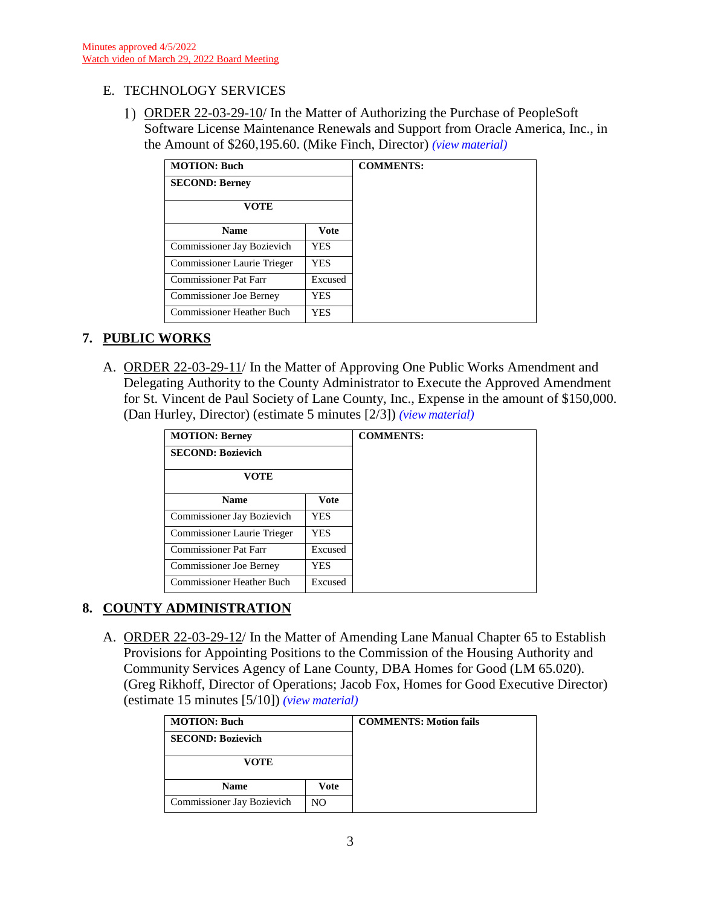Minutes approved 4/5/2022
Watch video of March 29, 2022 Board Meeting

E. TECHNOLOGY SERVICES

1) ORDER 22-03-29-10/ In the Matter of Authorizing the Purchase of PeopleSoft Software License Maintenance Renewals and Support from Oracle America, Inc., in the Amount of $260,195.60. (Mike Finch, Director) *(view material)*

| **MOTION: Buch** | | **COMMENTS:** |
|---|---|---|
| **SECOND: Berney** | | |
| **VOTE** | | |
| **Name** | **Vote** | |
| Commissioner Jay Bozievich | YES | |
| Commissioner Laurie Trieger | YES | |
| Commissioner Pat Farr | Excused | |
| Commissioner Joe Berney | YES | |
| Commissioner Heather Buch | YES | |

## 7. PUBLIC WORKS

A. ORDER 22-03-29-11/ In the Matter of Approving One Public Works Amendment and Delegating Authority to the County Administrator to Execute the Approved Amendment for St. Vincent de Paul Society of Lane County, Inc., Expense in the amount of $150,000. (Dan Hurley, Director) (estimate 5 minutes [2/3]) *(view material)*

| **MOTION: Berney** | | **COMMENTS:** |
|---|---|---|
| **SECOND: Bozievich** | | |
| **VOTE** | | |
| **Name** | **Vote** | |
| Commissioner Jay Bozievich | YES | |
| Commissioner Laurie Trieger | YES | |
| Commissioner Pat Farr | Excused | |
| Commissioner Joe Berney | YES | |
| Commissioner Heather Buch | Excused | |

## 8. COUNTY ADMINISTRATION

A. ORDER 22-03-29-12/ In the Matter of Amending Lane Manual Chapter 65 to Establish Provisions for Appointing Positions to the Commission of the Housing Authority and Community Services Agency of Lane County, DBA Homes for Good (LM 65.020). (Greg Rikhoff, Director of Operations; Jacob Fox, Homes for Good Executive Director) (estimate 15 minutes [5/10]) *(view material)*

| **MOTION: Buch** | | **COMMENTS: Motion fails** |
|---|---|---|
| **SECOND: Bozievich** | | |
| **VOTE** | | |
| **Name** | **Vote** | |
| Commissioner Jay Bozievich | NO | |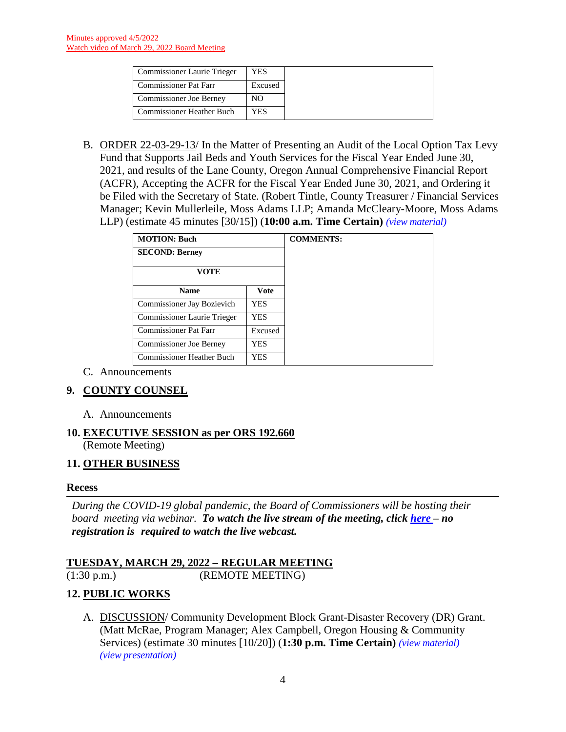Minutes approved 4/5/2022
Watch video of March 29, 2022 Board Meeting

| | | |
|---|---|---|
| Commissioner Laurie Trieger | YES | |
| Commissioner Pat Farr | Excused | |
| Commissioner Joe Berney | NO | |
| Commissioner Heather Buch | YES | |

B. ORDER 22-03-29-13/ In the Matter of Presenting an Audit of the Local Option Tax Levy Fund that Supports Jail Beds and Youth Services for the Fiscal Year Ended June 30, 2021, and results of the Lane County, Oregon Annual Comprehensive Financial Report (ACFR), Accepting the ACFR for the Fiscal Year Ended June 30, 2021, and Ordering it be Filed with the Secretary of State. (Robert Tintle, County Treasurer / Financial Services Manager; Kevin Mullerleile, Moss Adams LLP; Amanda McCleary-Moore, Moss Adams LLP) (estimate 45 minutes [30/15]) (**10:00 a.m. Time Certain**) *(view material)*

| **MOTION: Buch** | | **COMMENTS:** |
|---|---|---|
| **SECOND: Berney** | | |
| **VOTE** | | |
| **Name** | **Vote** | |
| Commissioner Jay Bozievich | YES | |
| Commissioner Laurie Trieger | YES | |
| Commissioner Pat Farr | Excused | |
| Commissioner Joe Berney | YES | |
| Commissioner Heather Buch | YES | |

C. Announcements

## 9. COUNTY COUNSEL

A. Announcements

## 10. EXECUTIVE SESSION as per ORS 192.660

(Remote Meeting)

## 11. OTHER BUSINESS

### Recess

*During the COVID-19 global pandemic, the Board of Commissioners will be hosting their board meeting via webinar.* ***To watch the live stream of the meeting, click here – no registration is required to watch the live webcast.***

## TUESDAY, MARCH 29, 2022 – REGULAR MEETING

(1:30 p.m.) (REMOTE MEETING)

## 12. PUBLIC WORKS

A. DISCUSSION/ Community Development Block Grant-Disaster Recovery (DR) Grant. (Matt McRae, Program Manager; Alex Campbell, Oregon Housing & Community Services) (estimate 30 minutes [10/20]) (**1:30 p.m. Time Certain**) *(view material) (view presentation)*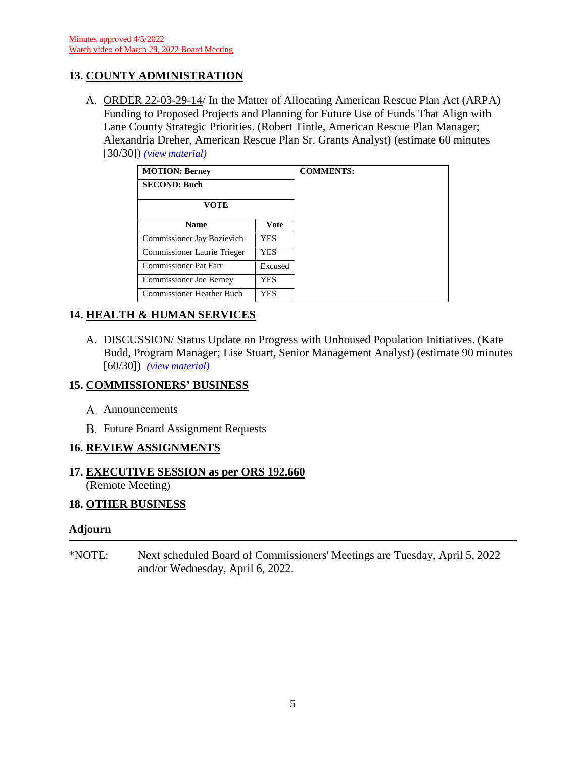Minutes approved 4/5/2022
Watch video of March 29, 2022 Board Meeting

## 13. COUNTY ADMINISTRATION

A. ORDER 22-03-29-14/ In the Matter of Allocating American Rescue Plan Act (ARPA) Funding to Proposed Projects and Planning for Future Use of Funds That Align with Lane County Strategic Priorities. (Robert Tintle, American Rescue Plan Manager; Alexandria Dreher, American Rescue Plan Sr. Grants Analyst) (estimate 60 minutes [30/30]) *(view material)*

| | | |
|---|---|---|
| **MOTION: Berney** | | **COMMENTS:** |
| **SECOND: Buch** | | |
| **VOTE** | | |
| **Name** | **Vote** | |
| Commissioner Jay Bozievich | YES | |
| Commissioner Laurie Trieger | YES | |
| Commissioner Pat Farr | Excused | |
| Commissioner Joe Berney | YES | |
| Commissioner Heather Buch | YES | |

## 14. HEALTH & HUMAN SERVICES

A. DISCUSSION/ Status Update on Progress with Unhoused Population Initiatives. (Kate Budd, Program Manager; Lise Stuart, Senior Management Analyst) (estimate 90 minutes [60/30]) *(view material)*

## 15. COMMISSIONERS' BUSINESS

A. Announcements

B. Future Board Assignment Requests

## 16. REVIEW ASSIGNMENTS

## 17. EXECUTIVE SESSION as per ORS 192.660

(Remote Meeting)

## 18. OTHER BUSINESS

### Adjourn

---

*NOTE: Next scheduled Board of Commissioners' Meetings are Tuesday, April 5, 2022 and/or Wednesday, April 6, 2022.